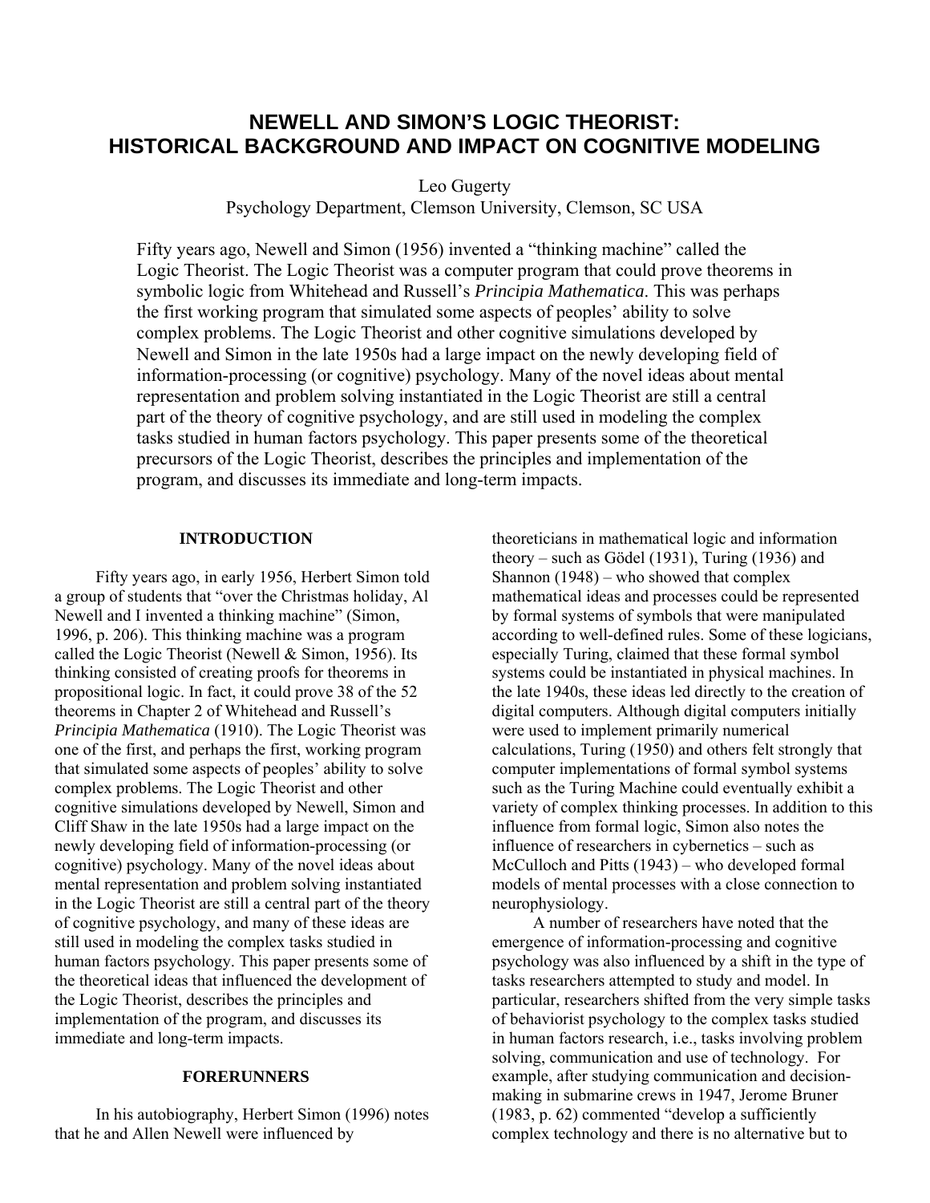# NEWELL AND SIMON'S LOGIC THEORIST: HISTORICAL BACKGROUND AND IMPACT ON COGNITIVE MODELING

Leo Gugerty

Psychology Department, Clemson University, Clemson, SC USA

Fifty years ago, Newell and Simon (1956) invented a "thinking machine" called the Logic Theorist. The Logic Theorist was a computer program that could prove theorems in symbolic logic from Whitehead and Russell's *Principia Mathematica*. This was perhaps the first working program that simulated some aspects of peoples' ability to solve complex problems. The Logic Theorist and other cognitive simulations developed by Newell and Simon in the late 1950s had a large impact on the newly developing field of information-processing (or cognitive) psychology. Many of the novel ideas about mental representation and problem solving instantiated in the Logic Theorist are still a central part of the theory of cognitive psychology, and are still used in modeling the complex tasks studied in human factors psychology. This paper presents some of the theoretical precursors of the Logic Theorist, describes the principles and implementation of the program, and discusses its immediate and long-term impacts.

## INTRODUCTION

Fifty years ago, in early 1956, Herbert Simon told a group of students that "over the Christmas holiday, Al Newell and I invented a thinking machine" (Simon, 1996, p. 206). This thinking machine was a program called the Logic Theorist (Newell & Simon, 1956). Its thinking consisted of creating proofs for theorems in propositional logic. In fact, it could prove 38 of the 52 theorems in Chapter 2 of Whitehead and Russell's *Principia Mathematica* (1910). The Logic Theorist was one of the first, and perhaps the first, working program that simulated some aspects of peoples' ability to solve complex problems. The Logic Theorist and other cognitive simulations developed by Newell, Simon and Cliff Shaw in the late 1950s had a large impact on the newly developing field of information-processing (or cognitive) psychology. Many of the novel ideas about mental representation and problem solving instantiated in the Logic Theorist are still a central part of the theory of cognitive psychology, and many of these ideas are still used in modeling the complex tasks studied in human factors psychology. This paper presents some of the theoretical ideas that influenced the development of the Logic Theorist, describes the principles and implementation of the program, and discusses its immediate and long-term impacts.

## FORERUNNERS

In his autobiography, Herbert Simon (1996) notes that he and Allen Newell were influenced by theoreticians in mathematical logic and information theory – such as Gödel (1931), Turing (1936) and Shannon (1948) – who showed that complex mathematical ideas and processes could be represented by formal systems of symbols that were manipulated according to well-defined rules. Some of these logicians, especially Turing, claimed that these formal symbol systems could be instantiated in physical machines. In the late 1940s, these ideas led directly to the creation of digital computers. Although digital computers initially were used to implement primarily numerical calculations, Turing (1950) and others felt strongly that computer implementations of formal symbol systems such as the Turing Machine could eventually exhibit a variety of complex thinking processes. In addition to this influence from formal logic, Simon also notes the influence of researchers in cybernetics – such as McCulloch and Pitts (1943) – who developed formal models of mental processes with a close connection to neurophysiology.

A number of researchers have noted that the emergence of information-processing and cognitive psychology was also influenced by a shift in the type of tasks researchers attempted to study and model. In particular, researchers shifted from the very simple tasks of behaviorist psychology to the complex tasks studied in human factors research, i.e., tasks involving problem solving, communication and use of technology. For example, after studying communication and decision-making in submarine crews in 1947, Jerome Bruner (1983, p. 62) commented "develop a sufficiently complex technology and there is no alternative but to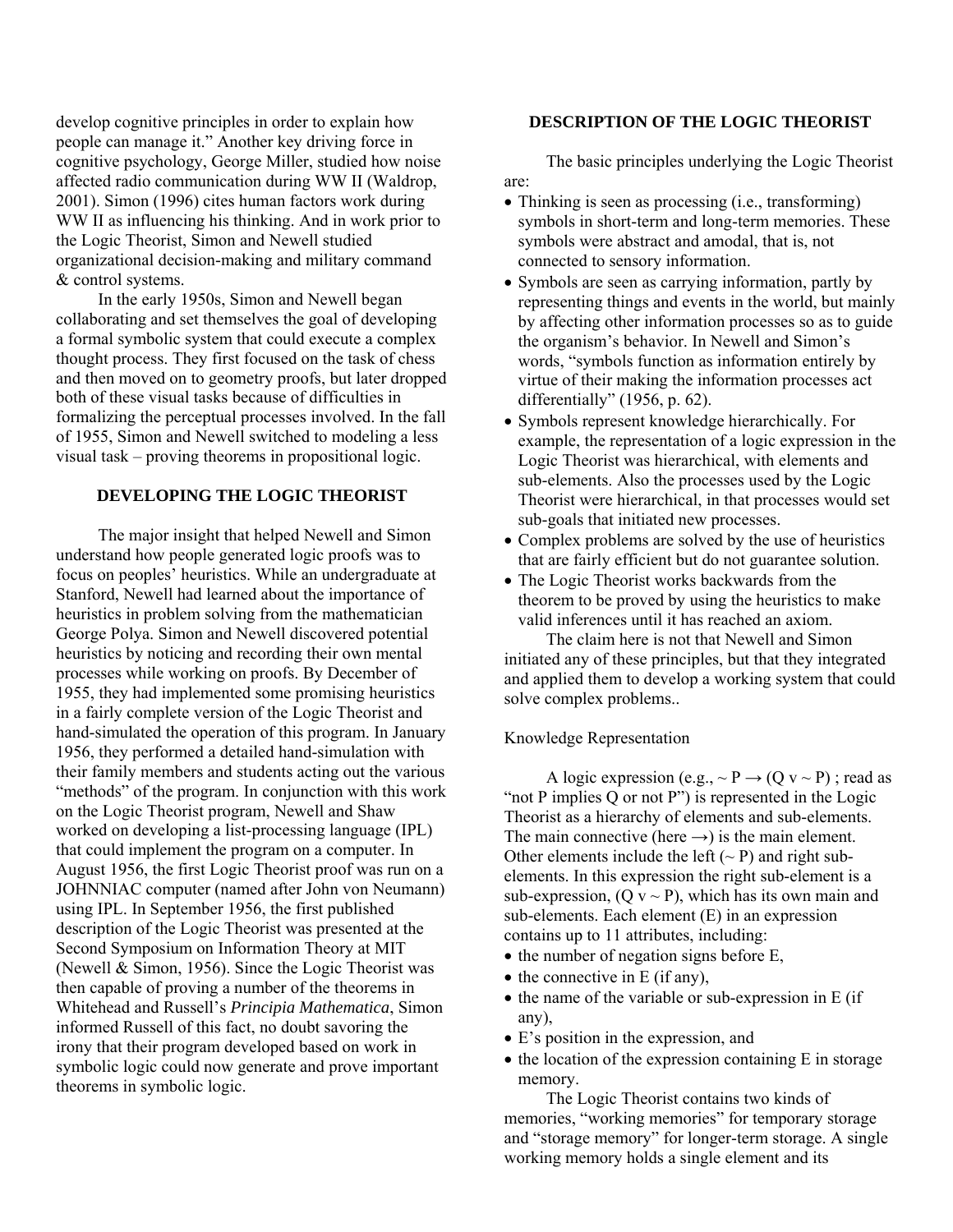develop cognitive principles in order to explain how people can manage it." Another key driving force in cognitive psychology, George Miller, studied how noise affected radio communication during WW II (Waldrop, 2001). Simon (1996) cites human factors work during WW II as influencing his thinking. And in work prior to the Logic Theorist, Simon and Newell studied organizational decision-making and military command & control systems.

In the early 1950s, Simon and Newell began collaborating and set themselves the goal of developing a formal symbolic system that could execute a complex thought process. They first focused on the task of chess and then moved on to geometry proofs, but later dropped both of these visual tasks because of difficulties in formalizing the perceptual processes involved. In the fall of 1955, Simon and Newell switched to modeling a less visual task – proving theorems in propositional logic.

## DEVELOPING THE LOGIC THEORIST

The major insight that helped Newell and Simon understand how people generated logic proofs was to focus on peoples' heuristics. While an undergraduate at Stanford, Newell had learned about the importance of heuristics in problem solving from the mathematician George Polya. Simon and Newell discovered potential heuristics by noticing and recording their own mental processes while working on proofs. By December of 1955, they had implemented some promising heuristics in a fairly complete version of the Logic Theorist and hand-simulated the operation of this program. In January 1956, they performed a detailed hand-simulation with their family members and students acting out the various "methods" of the program. In conjunction with this work on the Logic Theorist program, Newell and Shaw worked on developing a list-processing language (IPL) that could implement the program on a computer. In August 1956, the first Logic Theorist proof was run on a JOHNNIAC computer (named after John von Neumann) using IPL. In September 1956, the first published description of the Logic Theorist was presented at the Second Symposium on Information Theory at MIT (Newell & Simon, 1956). Since the Logic Theorist was then capable of proving a number of the theorems in Whitehead and Russell's *Principia Mathematica*, Simon informed Russell of this fact, no doubt savoring the irony that their program developed based on work in symbolic logic could now generate and prove important theorems in symbolic logic.

## DESCRIPTION OF THE LOGIC THEORIST

The basic principles underlying the Logic Theorist are:

- Thinking is seen as processing (i.e., transforming) symbols in short-term and long-term memories. These symbols were abstract and amodal, that is, not connected to sensory information.
- Symbols are seen as carrying information, partly by representing things and events in the world, but mainly by affecting other information processes so as to guide the organism's behavior. In Newell and Simon's words, "symbols function as information entirely by virtue of their making the information processes act differentially" (1956, p. 62).
- Symbols represent knowledge hierarchically. For example, the representation of a logic expression in the Logic Theorist was hierarchical, with elements and sub-elements. Also the processes used by the Logic Theorist were hierarchical, in that processes would set sub-goals that initiated new processes.
- Complex problems are solved by the use of heuristics that are fairly efficient but do not guarantee solution.
- The Logic Theorist works backwards from the theorem to be proved by using the heuristics to make valid inferences until it has reached an axiom.

The claim here is not that Newell and Simon initiated any of these principles, but that they integrated and applied them to develop a working system that could solve complex problems..

### Knowledge Representation

A logic expression (e.g., $\sim P \rightarrow (Q \vee \sim P)$ ; read as "not P implies Q or not P") is represented in the Logic Theorist as a hierarchy of elements and sub-elements. The main connective (here $\rightarrow$) is the main element. Other elements include the left ($\sim P$) and right sub-elements. In this expression the right sub-element is a sub-expression, $(Q \vee \sim P)$, which has its own main and sub-elements. Each element (E) in an expression contains up to 11 attributes, including:

- the number of negation signs before E,
- the connective in E (if any),
- the name of the variable or sub-expression in E (if any),
- E's position in the expression, and
- the location of the expression containing E in storage memory.

The Logic Theorist contains two kinds of memories, "working memories" for temporary storage and "storage memory" for longer-term storage. A single working memory holds a single element and its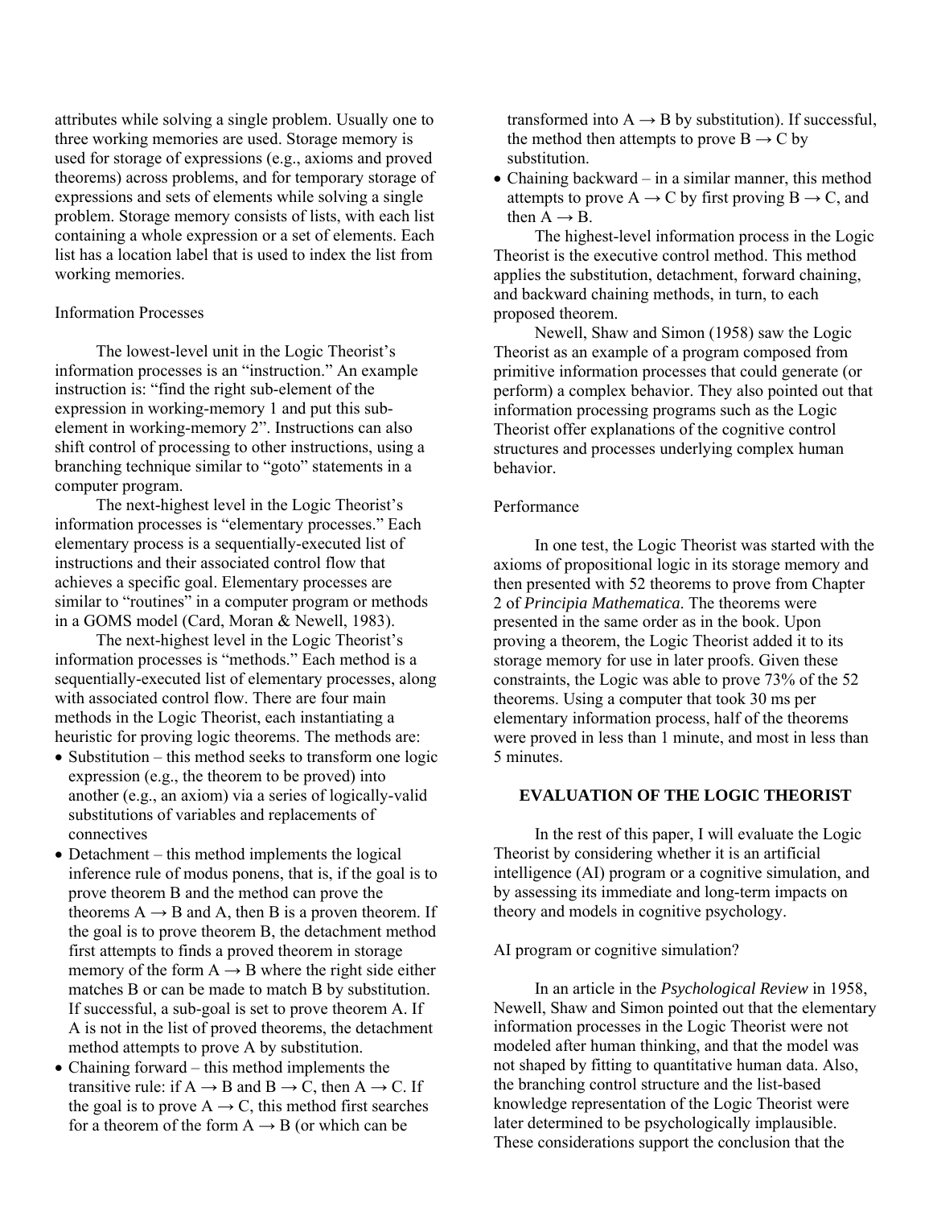attributes while solving a single problem. Usually one to three working memories are used. Storage memory is used for storage of expressions (e.g., axioms and proved theorems) across problems, and for temporary storage of expressions and sets of elements while solving a single problem. Storage memory consists of lists, with each list containing a whole expression or a set of elements. Each list has a location label that is used to index the list from working memories.

### Information Processes

The lowest-level unit in the Logic Theorist's information processes is an "instruction." An example instruction is: "find the right sub-element of the expression in working-memory 1 and put this sub-element in working-memory 2". Instructions can also shift control of processing to other instructions, using a branching technique similar to "goto" statements in a computer program.

The next-highest level in the Logic Theorist's information processes is "elementary processes." Each elementary process is a sequentially-executed list of instructions and their associated control flow that achieves a specific goal. Elementary processes are similar to "routines" in a computer program or methods in a GOMS model (Card, Moran & Newell, 1983).

The next-highest level in the Logic Theorist's information processes is "methods." Each method is a sequentially-executed list of elementary processes, along with associated control flow. There are four main methods in the Logic Theorist, each instantiating a heuristic for proving logic theorems. The methods are:

- Substitution – this method seeks to transform one logic expression (e.g., the theorem to be proved) into another (e.g., an axiom) via a series of logically-valid substitutions of variables and replacements of connectives
- Detachment – this method implements the logical inference rule of modus ponens, that is, if the goal is to prove theorem B and the method can prove the theorems $A \rightarrow B$ and A, then B is a proven theorem. If the goal is to prove theorem B, the detachment method first attempts to finds a proved theorem in storage memory of the form $A \rightarrow B$ where the right side either matches B or can be made to match B by substitution. If successful, a sub-goal is set to prove theorem A. If A is not in the list of proved theorems, the detachment method attempts to prove A by substitution.
- Chaining forward – this method implements the transitive rule: if $A \rightarrow B$ and $B \rightarrow C$, then $A \rightarrow C$. If the goal is to prove $A \rightarrow C$, this method first searches for a theorem of the form $A \rightarrow B$ (or which can be transformed into $A \rightarrow B$ by substitution). If successful, the method then attempts to prove $B \rightarrow C$ by substitution.
- Chaining backward – in a similar manner, this method attempts to prove $A \rightarrow C$ by first proving $B \rightarrow C$, and then $A \rightarrow B$.

The highest-level information process in the Logic Theorist is the executive control method. This method applies the substitution, detachment, forward chaining, and backward chaining methods, in turn, to each proposed theorem.

Newell, Shaw and Simon (1958) saw the Logic Theorist as an example of a program composed from primitive information processes that could generate (or perform) a complex behavior. They also pointed out that information processing programs such as the Logic Theorist offer explanations of the cognitive control structures and processes underlying complex human behavior.

### Performance

In one test, the Logic Theorist was started with the axioms of propositional logic in its storage memory and then presented with 52 theorems to prove from Chapter 2 of *Principia Mathematica*. The theorems were presented in the same order as in the book. Upon proving a theorem, the Logic Theorist added it to its storage memory for use in later proofs. Given these constraints, the Logic was able to prove 73% of the 52 theorems. Using a computer that took 30 ms per elementary information process, half of the theorems were proved in less than 1 minute, and most in less than 5 minutes.

## EVALUATION OF THE LOGIC THEORIST

In the rest of this paper, I will evaluate the Logic Theorist by considering whether it is an artificial intelligence (AI) program or a cognitive simulation, and by assessing its immediate and long-term impacts on theory and models in cognitive psychology.

### AI program or cognitive simulation?

In an article in the *Psychological Review* in 1958, Newell, Shaw and Simon pointed out that the elementary information processes in the Logic Theorist were not modeled after human thinking, and that the model was not shaped by fitting to quantitative human data. Also, the branching control structure and the list-based knowledge representation of the Logic Theorist were later determined to be psychologically implausible. These considerations support the conclusion that the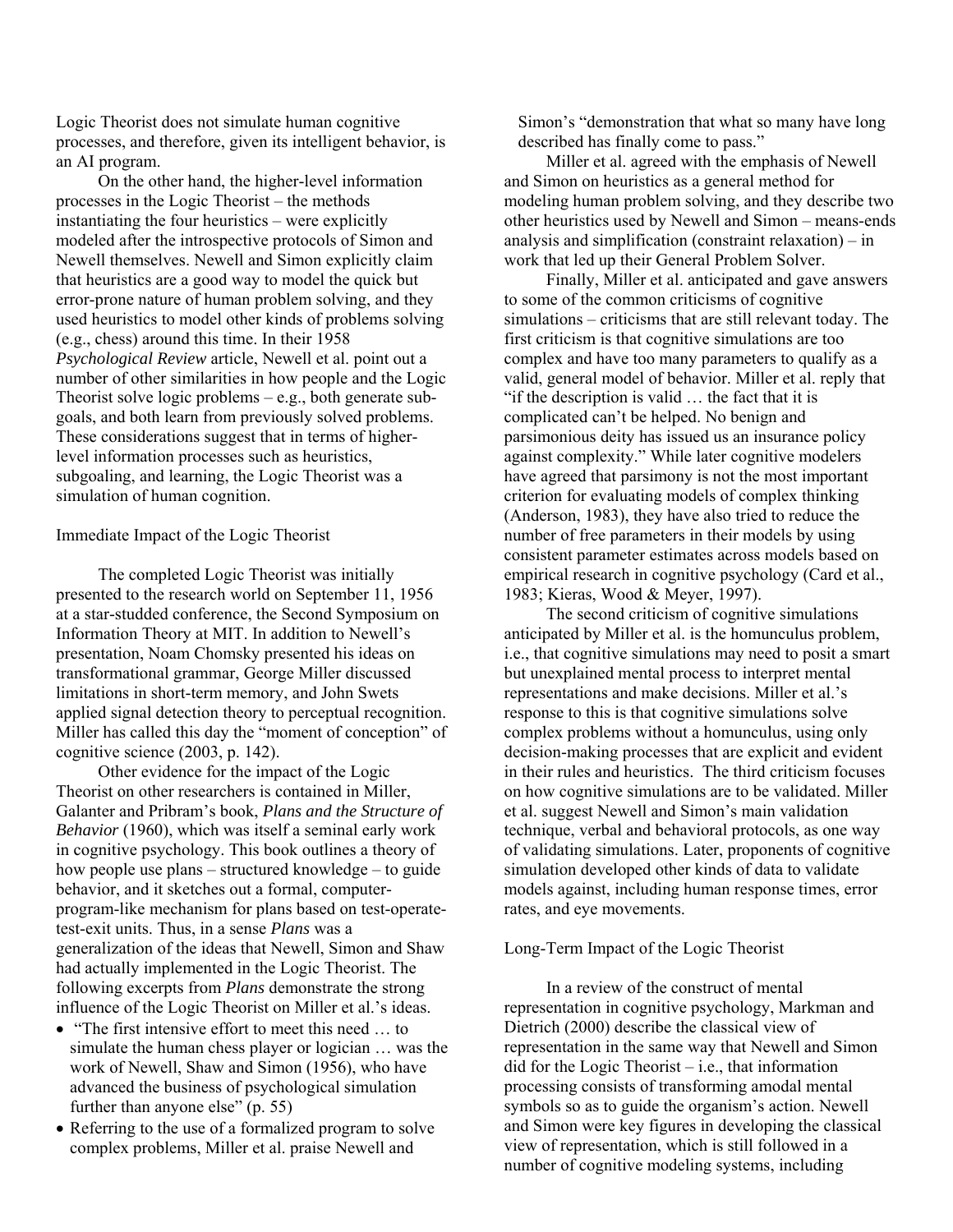Logic Theorist does not simulate human cognitive processes, and therefore, given its intelligent behavior, is an AI program.

On the other hand, the higher-level information processes in the Logic Theorist – the methods instantiating the four heuristics – were explicitly modeled after the introspective protocols of Simon and Newell themselves. Newell and Simon explicitly claim that heuristics are a good way to model the quick but error-prone nature of human problem solving, and they used heuristics to model other kinds of problems solving (e.g., chess) around this time. In their 1958 *Psychological Review* article, Newell et al. point out a number of other similarities in how people and the Logic Theorist solve logic problems – e.g., both generate sub-goals, and both learn from previously solved problems. These considerations suggest that in terms of higher-level information processes such as heuristics, subgoaling, and learning, the Logic Theorist was a simulation of human cognition.

## Immediate Impact of the Logic Theorist

The completed Logic Theorist was initially presented to the research world on September 11, 1956 at a star-studded conference, the Second Symposium on Information Theory at MIT. In addition to Newell's presentation, Noam Chomsky presented his ideas on transformational grammar, George Miller discussed limitations in short-term memory, and John Swets applied signal detection theory to perceptual recognition. Miller has called this day the "moment of conception" of cognitive science (2003, p. 142).

Other evidence for the impact of the Logic Theorist on other researchers is contained in Miller, Galanter and Pribram's book, *Plans and the Structure of Behavior* (1960), which was itself a seminal early work in cognitive psychology. This book outlines a theory of how people use plans – structured knowledge – to guide behavior, and it sketches out a formal, computer-program-like mechanism for plans based on test-operate-test-exit units. Thus, in a sense *Plans* was a generalization of the ideas that Newell, Simon and Shaw had actually implemented in the Logic Theorist. The following excerpts from *Plans* demonstrate the strong influence of the Logic Theorist on Miller et al.'s ideas.

- "The first intensive effort to meet this need … to simulate the human chess player or logician … was the work of Newell, Shaw and Simon (1956), who have advanced the business of psychological simulation further than anyone else" (p. 55)
- Referring to the use of a formalized program to solve complex problems, Miller et al. praise Newell and Simon's "demonstration that what so many have long described has finally come to pass."

Miller et al. agreed with the emphasis of Newell and Simon on heuristics as a general method for modeling human problem solving, and they describe two other heuristics used by Newell and Simon – means-ends analysis and simplification (constraint relaxation) – in work that led up their General Problem Solver.

Finally, Miller et al. anticipated and gave answers to some of the common criticisms of cognitive simulations – criticisms that are still relevant today. The first criticism is that cognitive simulations are too complex and have too many parameters to qualify as a valid, general model of behavior. Miller et al. reply that "if the description is valid … the fact that it is complicated can't be helped. No benign and parsimonious deity has issued us an insurance policy against complexity." While later cognitive modelers have agreed that parsimony is not the most important criterion for evaluating models of complex thinking (Anderson, 1983), they have also tried to reduce the number of free parameters in their models by using consistent parameter estimates across models based on empirical research in cognitive psychology (Card et al., 1983; Kieras, Wood & Meyer, 1997).

The second criticism of cognitive simulations anticipated by Miller et al. is the homunculus problem, i.e., that cognitive simulations may need to posit a smart but unexplained mental process to interpret mental representations and make decisions. Miller et al.'s response to this is that cognitive simulations solve complex problems without a homunculus, using only decision-making processes that are explicit and evident in their rules and heuristics. The third criticism focuses on how cognitive simulations are to be validated. Miller et al. suggest Newell and Simon's main validation technique, verbal and behavioral protocols, as one way of validating simulations. Later, proponents of cognitive simulation developed other kinds of data to validate models against, including human response times, error rates, and eye movements.

## Long-Term Impact of the Logic Theorist

In a review of the construct of mental representation in cognitive psychology, Markman and Dietrich (2000) describe the classical view of representation in the same way that Newell and Simon did for the Logic Theorist – i.e., that information processing consists of transforming amodal mental symbols so as to guide the organism's action. Newell and Simon were key figures in developing the classical view of representation, which is still followed in a number of cognitive modeling systems, including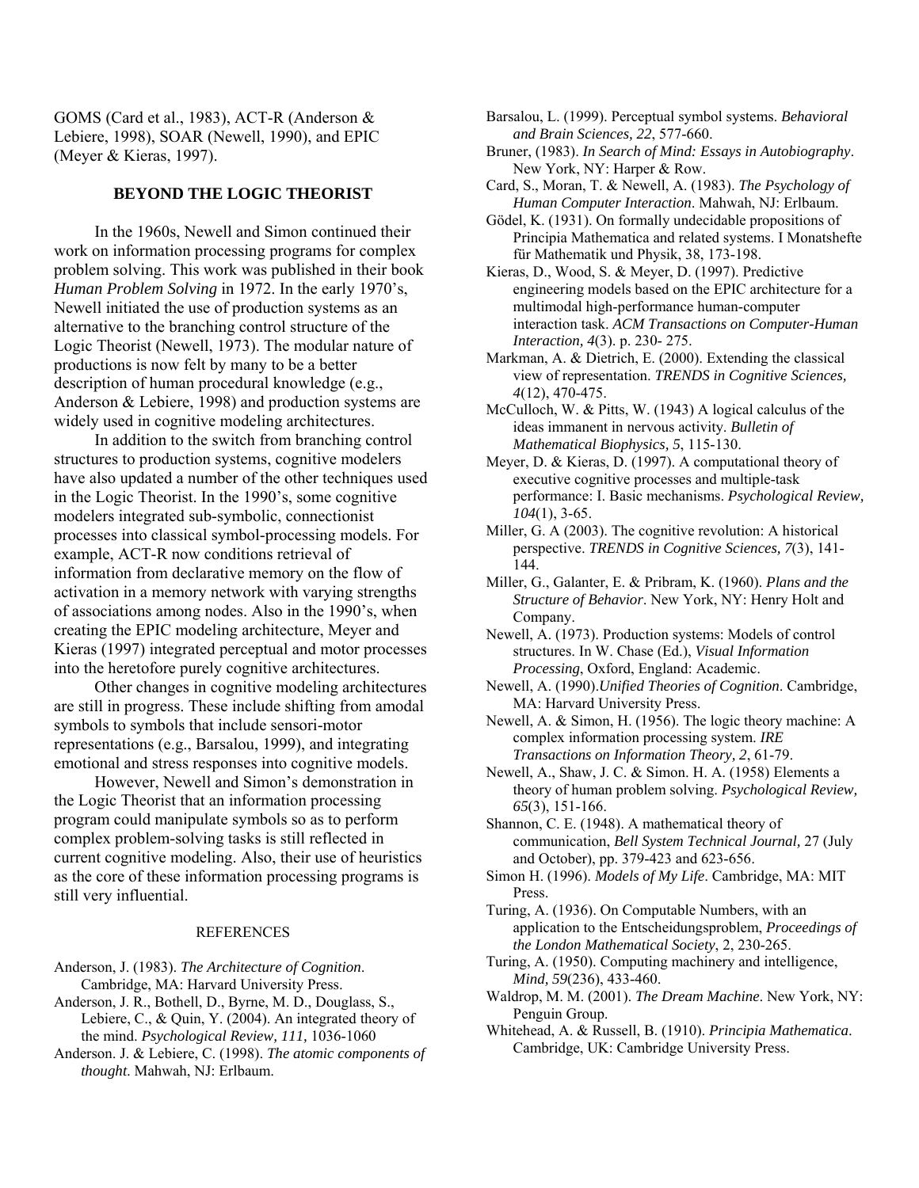GOMS (Card et al., 1983), ACT-R (Anderson & Lebiere, 1998), SOAR (Newell, 1990), and EPIC (Meyer & Kieras, 1997).

## BEYOND THE LOGIC THEORIST

In the 1960s, Newell and Simon continued their work on information processing programs for complex problem solving. This work was published in their book *Human Problem Solving* in 1972. In the early 1970's, Newell initiated the use of production systems as an alternative to the branching control structure of the Logic Theorist (Newell, 1973). The modular nature of productions is now felt by many to be a better description of human procedural knowledge (e.g., Anderson & Lebiere, 1998) and production systems are widely used in cognitive modeling architectures.

In addition to the switch from branching control structures to production systems, cognitive modelers have also updated a number of the other techniques used in the Logic Theorist. In the 1990's, some cognitive modelers integrated sub-symbolic, connectionist processes into classical symbol-processing models. For example, ACT-R now conditions retrieval of information from declarative memory on the flow of activation in a memory network with varying strengths of associations among nodes. Also in the 1990's, when creating the EPIC modeling architecture, Meyer and Kieras (1997) integrated perceptual and motor processes into the heretofore purely cognitive architectures.

Other changes in cognitive modeling architectures are still in progress. These include shifting from amodal symbols to symbols that include sensori-motor representations (e.g., Barsalou, 1999), and integrating emotional and stress responses into cognitive models.

However, Newell and Simon's demonstration in the Logic Theorist that an information processing program could manipulate symbols so as to perform complex problem-solving tasks is still reflected in current cognitive modeling. Also, their use of heuristics as the core of these information processing programs is still very influential.

## REFERENCES

Anderson, J. (1983). *The Architecture of Cognition*. Cambridge, MA: Harvard University Press.

Anderson, J. R., Bothell, D., Byrne, M. D., Douglass, S., Lebiere, C., & Quin, Y. (2004). An integrated theory of the mind. *Psychological Review, 111,* 1036-1060

Anderson. J. & Lebiere, C. (1998). *The atomic components of thought*. Mahwah, NJ: Erlbaum.

Barsalou, L. (1999). Perceptual symbol systems. *Behavioral and Brain Sciences, 22*, 577-660.

Bruner, (1983). *In Search of Mind: Essays in Autobiography*. New York, NY: Harper & Row.

Card, S., Moran, T. & Newell, A. (1983). *The Psychology of Human Computer Interaction*. Mahwah, NJ: Erlbaum.

Gödel, K. (1931). On formally undecidable propositions of Principia Mathematica and related systems. I Monatshefte für Mathematik und Physik, 38, 173-198.

Kieras, D., Wood, S. & Meyer, D. (1997). Predictive engineering models based on the EPIC architecture for a multimodal high-performance human-computer interaction task. *ACM Transactions on Computer-Human Interaction, 4*(3). p. 230- 275.

Markman, A. & Dietrich, E. (2000). Extending the classical view of representation. *TRENDS in Cognitive Sciences, 4*(12), 470-475.

McCulloch, W. & Pitts, W. (1943) A logical calculus of the ideas immanent in nervous activity. *Bulletin of Mathematical Biophysics, 5*, 115-130.

Meyer, D. & Kieras, D. (1997). A computational theory of executive cognitive processes and multiple-task performance: I. Basic mechanisms. *Psychological Review, 104*(1), 3-65.

Miller, G. A (2003). The cognitive revolution: A historical perspective. *TRENDS in Cognitive Sciences, 7*(3), 141-144.

Miller, G., Galanter, E. & Pribram, K. (1960). *Plans and the Structure of Behavior*. New York, NY: Henry Holt and Company.

Newell, A. (1973). Production systems: Models of control structures. In W. Chase (Ed.), *Visual Information Processing*, Oxford, England: Academic.

Newell, A. (1990).*Unified Theories of Cognition*. Cambridge, MA: Harvard University Press.

Newell, A. & Simon, H. (1956). The logic theory machine: A complex information processing system. *IRE Transactions on Information Theory, 2*, 61-79.

Newell, A., Shaw, J. C. & Simon. H. A. (1958) Elements a theory of human problem solving. *Psychological Review, 65*(3), 151-166.

Shannon, C. E. (1948). A mathematical theory of communication, *Bell System Technical Journal,* 27 (July and October), pp. 379-423 and 623-656.

Simon H. (1996). *Models of My Life*. Cambridge, MA: MIT Press.

Turing, A. (1936). On Computable Numbers, with an application to the Entscheidungsproblem, *Proceedings of the London Mathematical Society*, 2, 230-265.

Turing, A. (1950). Computing machinery and intelligence, *Mind, 59*(236), 433-460.

Waldrop, M. M. (2001). *The Dream Machine*. New York, NY: Penguin Group.

Whitehead, A. & Russell, B. (1910). *Principia Mathematica*. Cambridge, UK: Cambridge University Press.